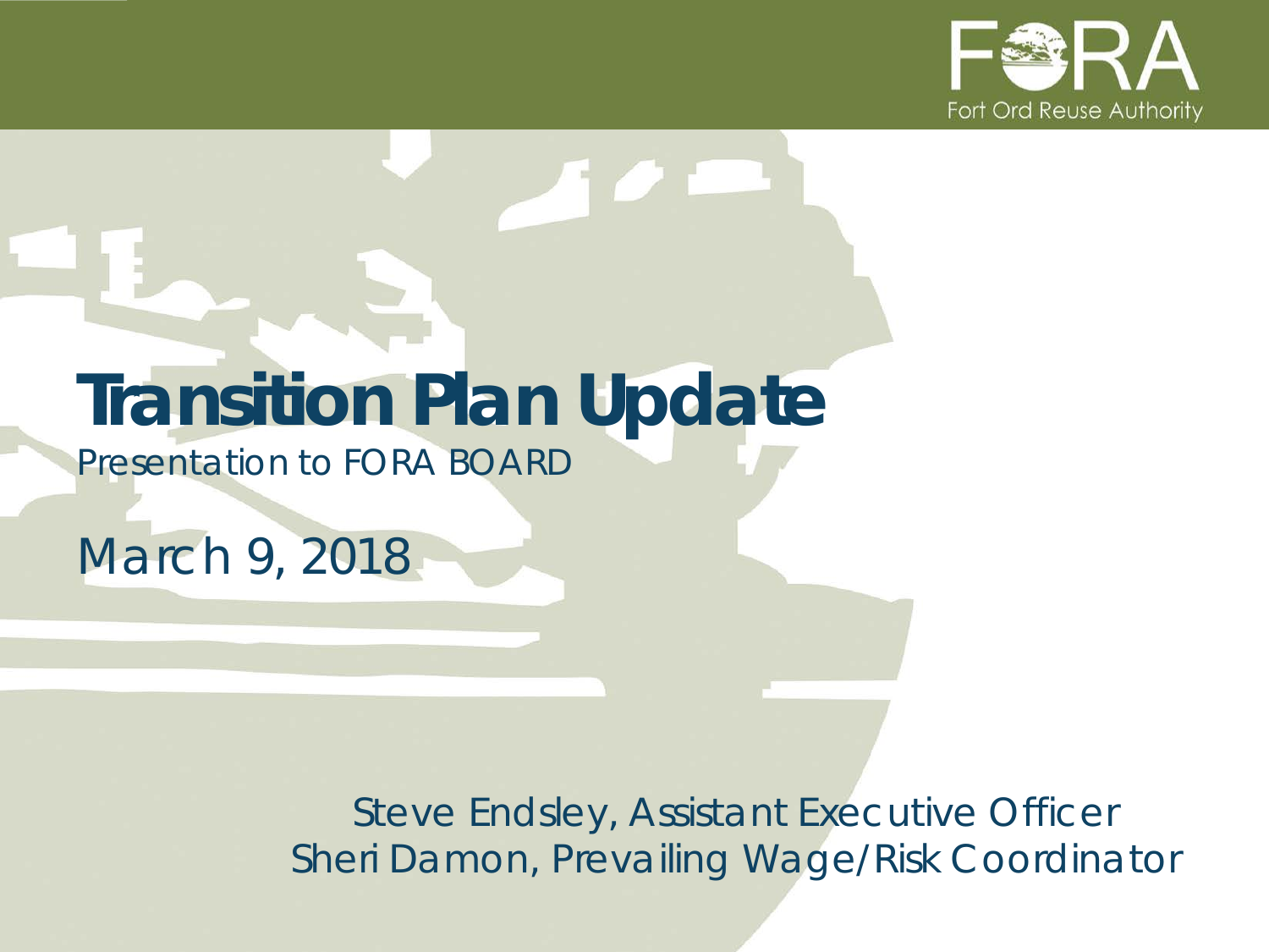FORA
Fort Ord Reuse Authority

# Transition Plan Update

Presentation to FORA BOARD

March 9, 2018

Steve Endsley, Assistant Executive Officer
Sheri Damon, Prevailing Wage/Risk Coordinator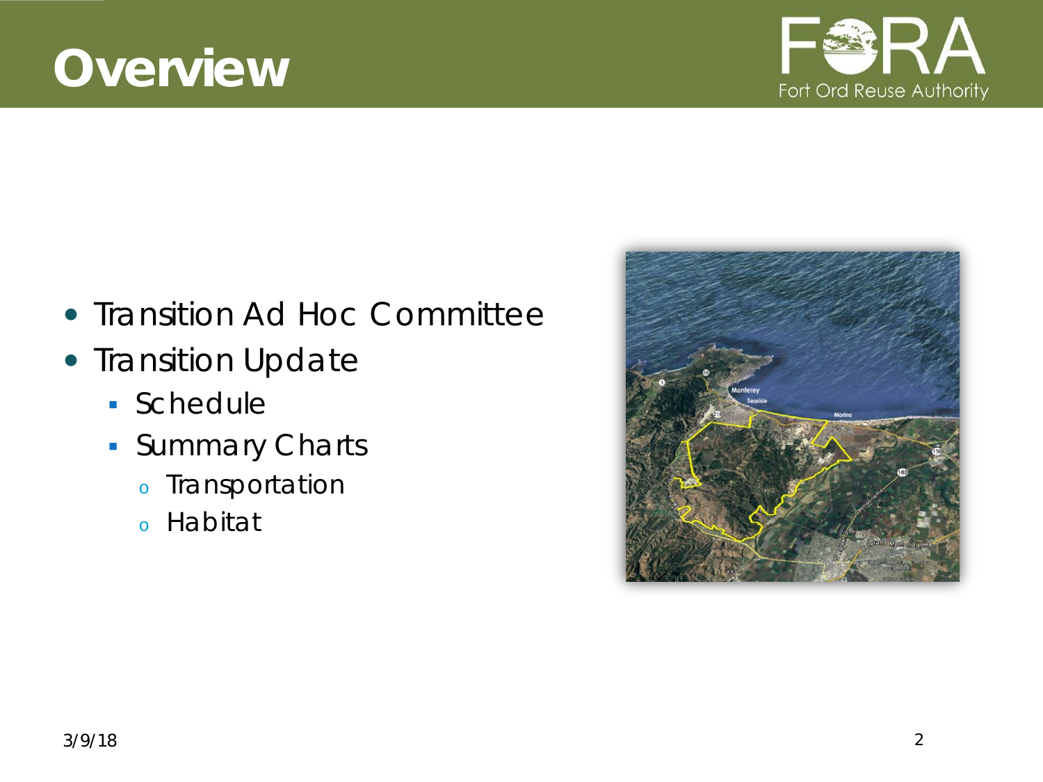# Overview

- Transition Ad Hoc Committee
- Transition Update
  - Schedule
  - Summary Charts
    - Transportation
    - Habitat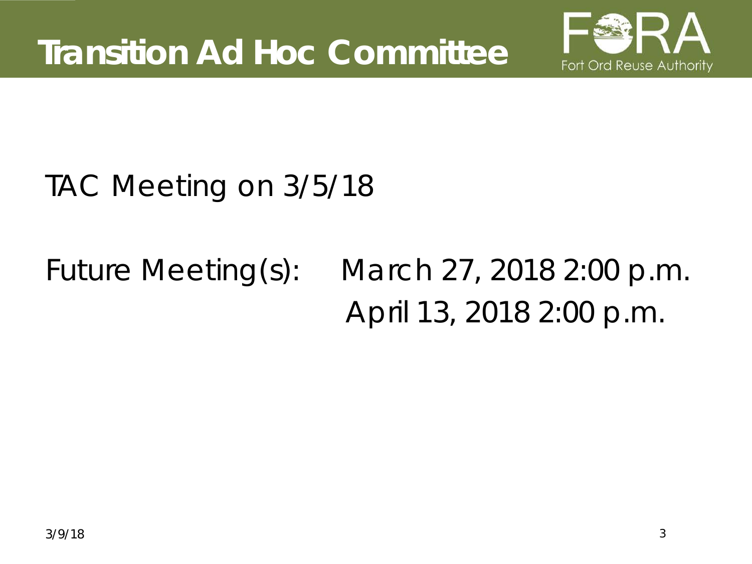# Transition Ad Hoc Committee

Fort Ord Reuse Authority

TAC Meeting on 3/5/18

Future Meeting(s): March 27, 2018 2:00 p.m.
April 13, 2018 2:00 p.m.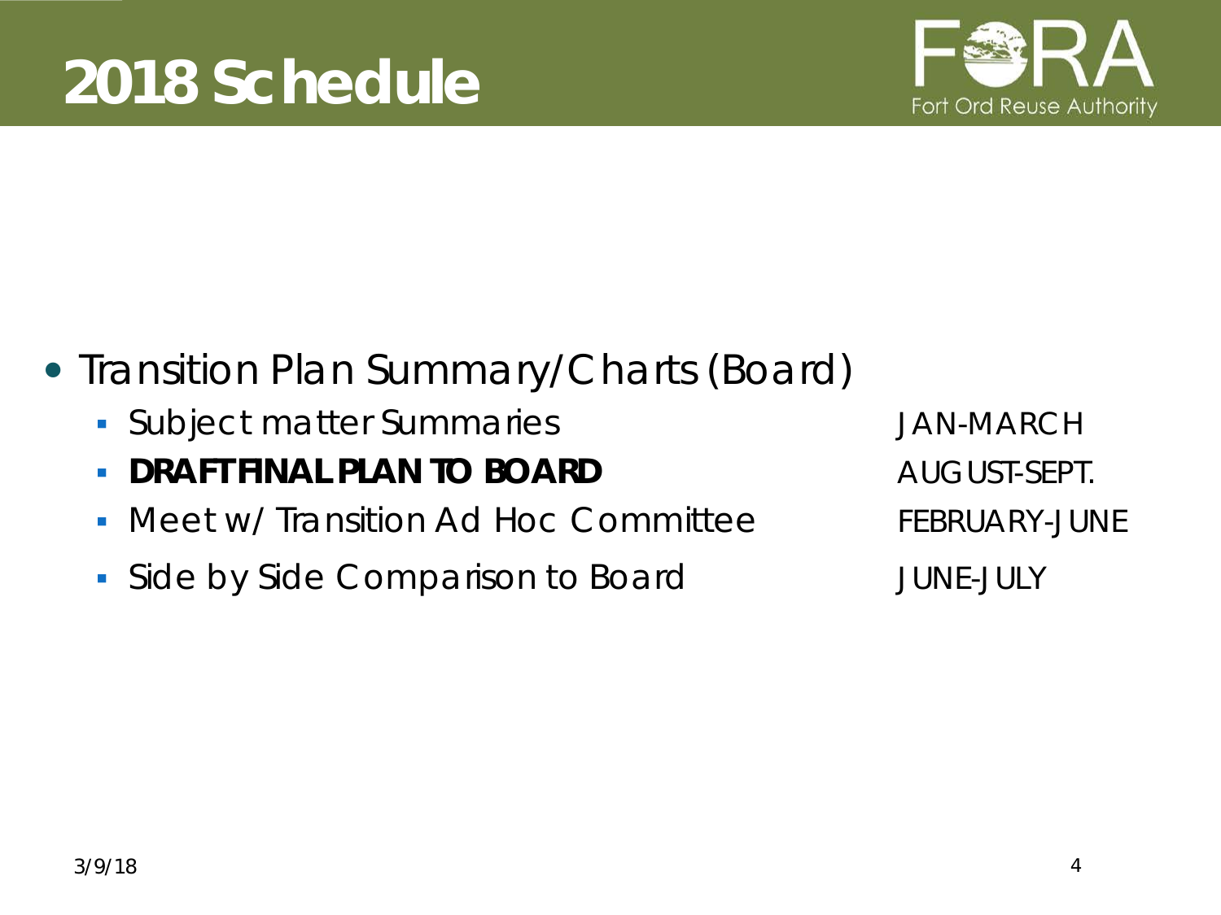# 2018 Schedule

- Transition Plan Summary/Charts (Board)
  - Subject matter Summaries — JAN-MARCH
  - **DRAFT FINAL PLAN TO BOARD** — AUGUST-SEPT.
  - Meet w/ Transition Ad Hoc Committee — FEBRUARY-JUNE
  - Side by Side Comparison to Board — JUNE-JULY

3/9/18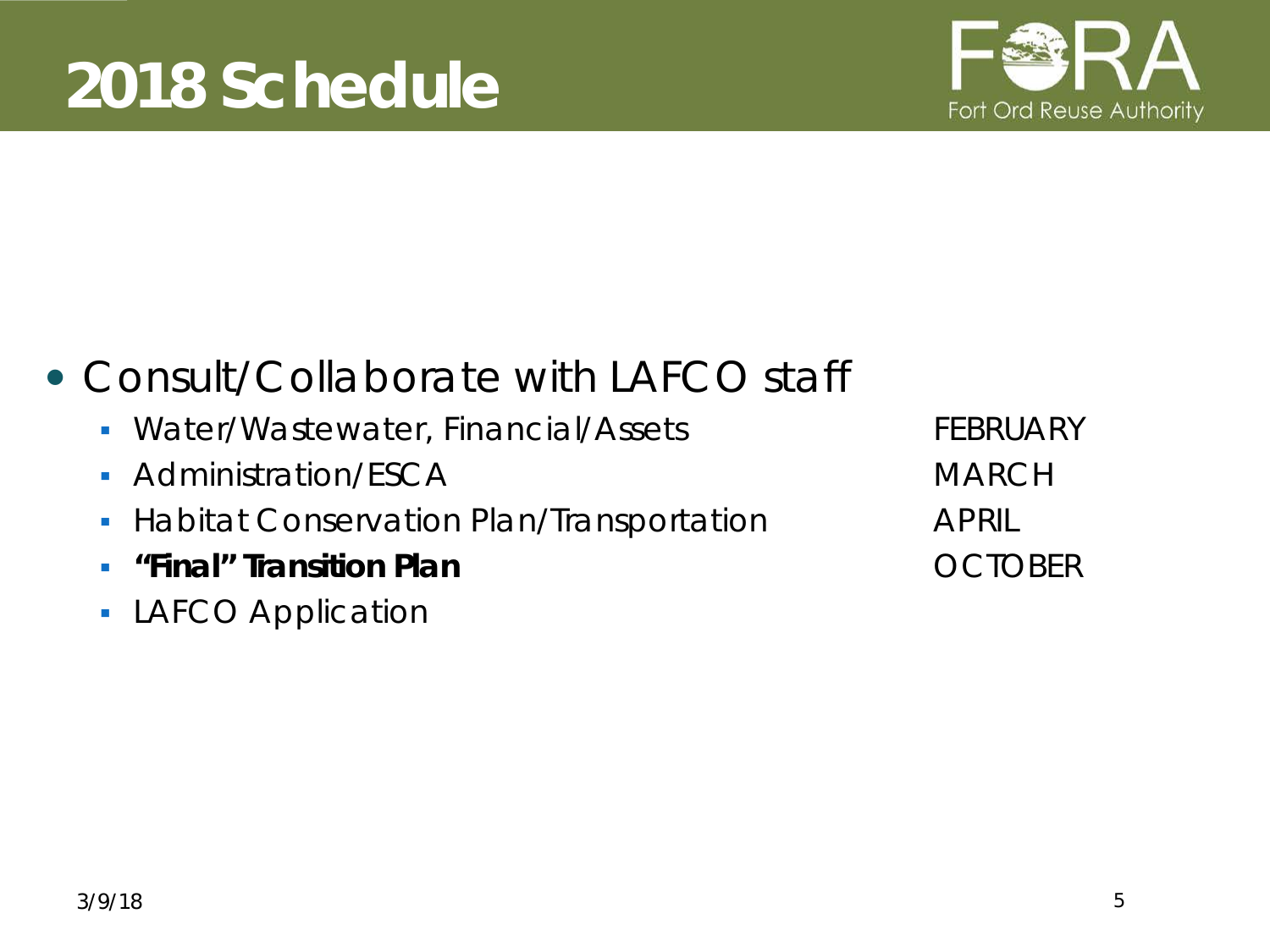# 2018 Schedule

- Consult/Collaborate with LAFCO staff
  - Water/Wastewater, Financial/Assets FEBRUARY
  - Administration/ESCA MARCH
  - Habitat Conservation Plan/Transportation APRIL
  - **"Final" Transition Plan** OCTOBER
  - LAFCO Application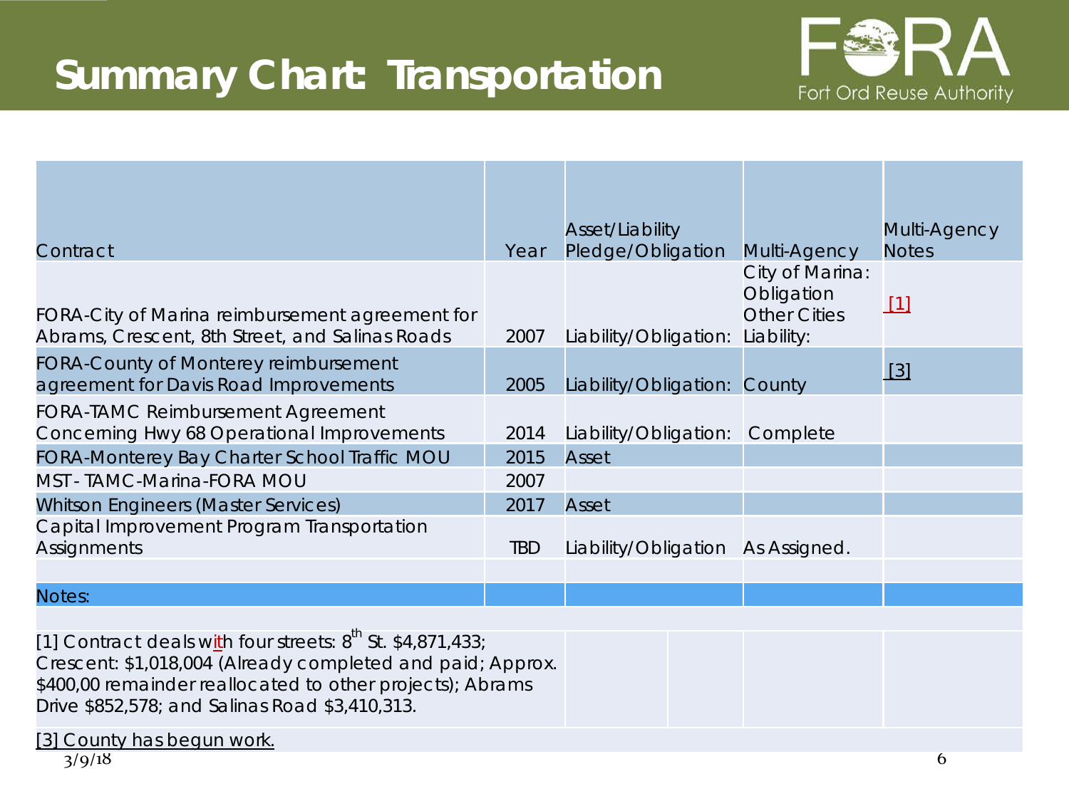# Summary Chart: Transportation

| Contract | Year | Asset/Liability Pledge/Obligation | Multi-Agency | Multi-Agency Notes |
|---|---|---|---|---|
| FORA-City of Marina reimbursement agreement for Abrams, Crescent, 8th Street, and Salinas Roads | 2007 | Liability/Obligation: | City of Marina: Obligation Other Cities Liability: | [1] |
| FORA-County of Monterey reimbursement agreement for Davis Road Improvements | 2005 | Liability/Obligation: | County | [3] |
| FORA-TAMC Reimbursement Agreement Concerning Hwy 68 Operational Improvements | 2014 | Liability/Obligation: | Complete | |
| FORA-Monterey Bay Charter School Traffic MOU | 2015 | Asset | | |
| MST- TAMC-Marina-FORA MOU | 2007 | | | |
| Whitson Engineers (Master Services) | 2017 | Asset | | |
| Capital Improvement Program Transportation Assignments | TBD | Liability/Obligation | As Assigned. | |

**Notes:**

[1] Contract deals with four streets: 8th St. $4,871,433; Crescent: $1,018,004 (Already completed and paid; Approx. $400,00 remainder reallocated to other projects); Abrams Drive $852,578; and Salinas Road $3,410,313.

[3] County has begun work.

3/9/18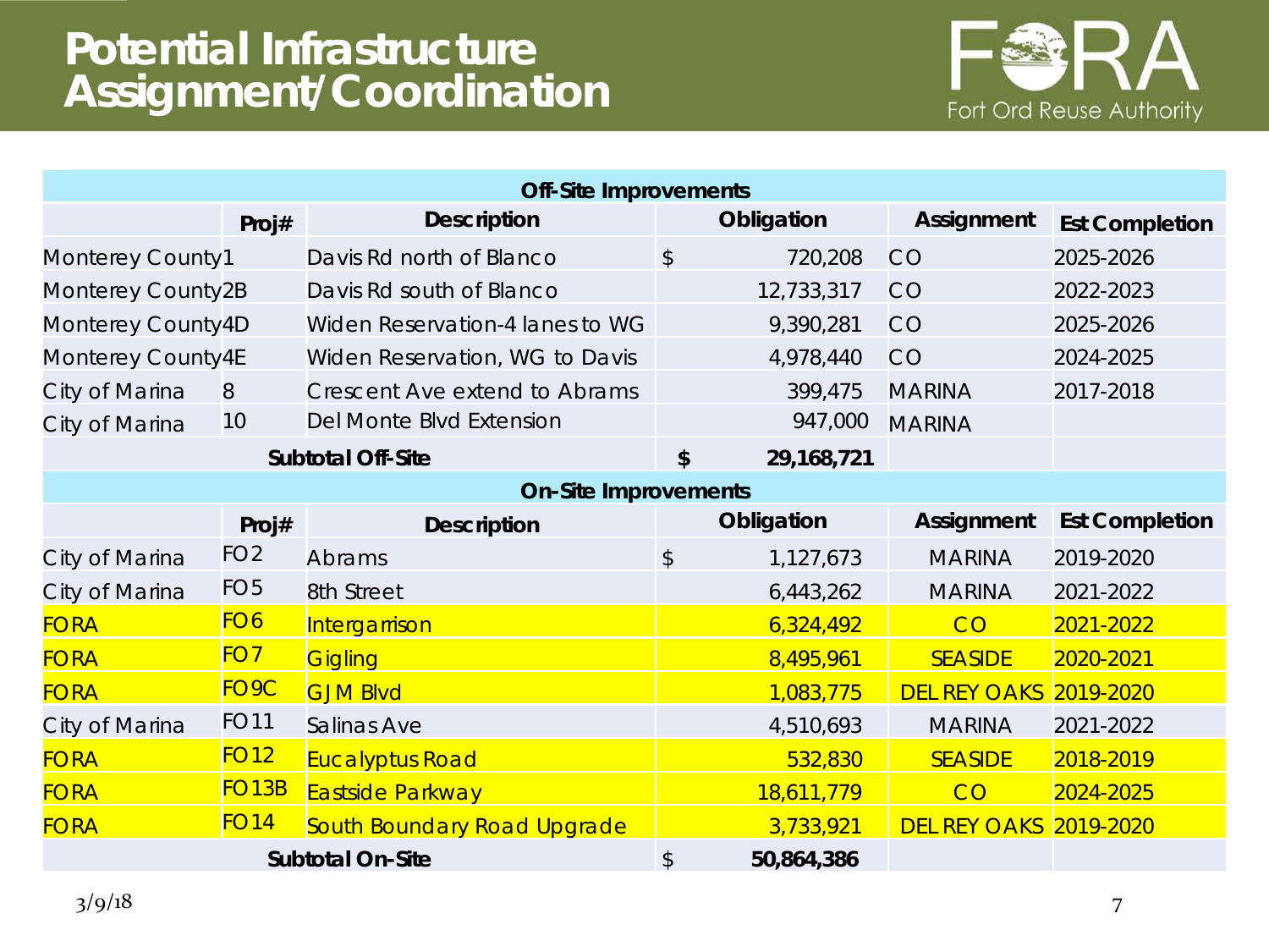# Potential Infrastructure Assignment/Coordination

Fort Ord Reuse Authority

| Off-Site Improvements | | | | | |
|---|---|---|---|---|---|
| | **Proj#** | **Description** | **Obligation** | **Assignment** | **Est Completion** |
| Monterey County | 1 | Davis Rd north of Blanco | $ 720,208 | CO | 2025-2026 |
| Monterey County | 2B | Davis Rd south of Blanco | 12,733,317 | CO | 2022-2023 |
| Monterey County | 4D | Widen Reservation-4 lanes to WG | 9,390,281 | CO | 2025-2026 |
| Monterey County | 4E | Widen Reservation, WG to Davis | 4,978,440 | CO | 2024-2025 |
| City of Marina | 8 | Crescent Ave extend to Abrams | 399,475 | MARINA | 2017-2018 |
| City of Marina | 10 | Del Monte Blvd Extension | 947,000 | MARINA | |
| **Subtotal Off-Site** | | | **$ 29,168,721** | | |

| On-Site Improvements | | | | | |
|---|---|---|---|---|---|
| | **Proj#** | **Description** | **Obligation** | **Assignment** | **Est Completion** |
| City of Marina | FO2 | Abrams | $ 1,127,673 | MARINA | 2019-2020 |
| City of Marina | FO5 | 8th Street | 6,443,262 | MARINA | 2021-2022 |
| FORA | FO6 | Intergarrison | 6,324,492 | CO | 2021-2022 |
| FORA | FO7 | Gigling | 8,495,961 | SEASIDE | 2020-2021 |
| FORA | FO9C | GJM Blvd | 1,083,775 | DEL REY OAKS | 2019-2020 |
| City of Marina | FO11 | Salinas Ave | 4,510,693 | MARINA | 2021-2022 |
| FORA | FO12 | Eucalyptus Road | 532,830 | SEASIDE | 2018-2019 |
| FORA | FO13B | Eastside Parkway | 18,611,779 | CO | 2024-2025 |
| FORA | FO14 | South Boundary Road Upgrade | 3,733,921 | DEL REY OAKS | 2019-2020 |
| **Subtotal On-Site** | | | **$ 50,864,386** | | |

3/9/18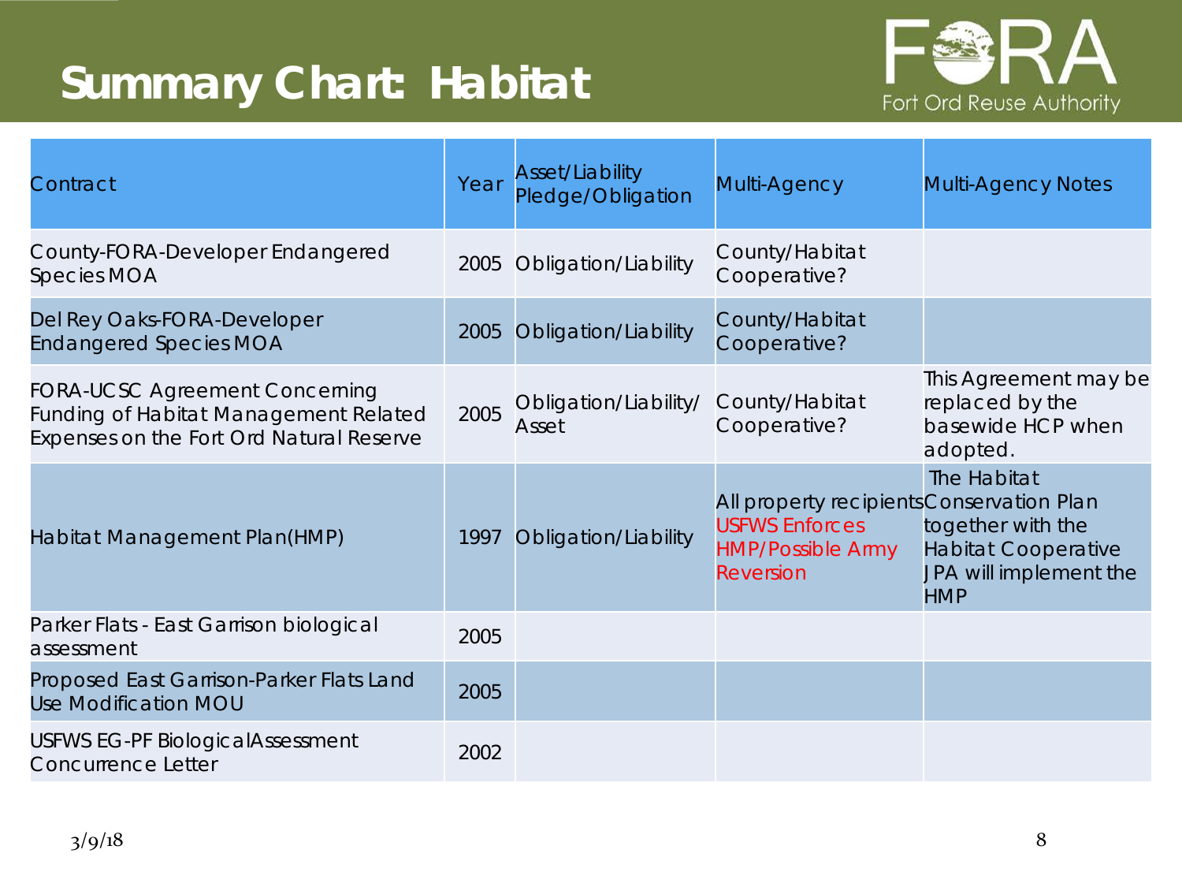# Summary Chart: Habitat

| Contract | Year | Asset/Liability Pledge/Obligation | Multi-Agency | Multi-Agency Notes |
|---|---|---|---|---|
| County-FORA-Developer Endangered Species MOA | 2005 | Obligation/Liability | County/Habitat Cooperative? | |
| Del Rey Oaks-FORA-Developer Endangered Species MOA | 2005 | Obligation/Liability | County/Habitat Cooperative? | |
| FORA-UCSC Agreement Concerning Funding of Habitat Management Related Expenses on the Fort Ord Natural Reserve | 2005 | Obligation/Liability/ Asset | County/Habitat Cooperative? | This Agreement may be replaced by the basewide HCP when adopted. |
| Habitat Management Plan(HMP) | 1997 | Obligation/Liability | All property recipients USFWS Enforces HMP/Possible Army Reversion | The Habitat Conservation Plan together with the Habitat Cooperative JPA will implement the HMP |
| Parker Flats - East Garrison biological assessment | 2005 | | | |
| Proposed East Garrison-Parker Flats Land Use Modification MOU | 2005 | | | |
| USFWS EG-PF BiologicalAssessment Concurrence Letter | 2002 | | | |

3/9/18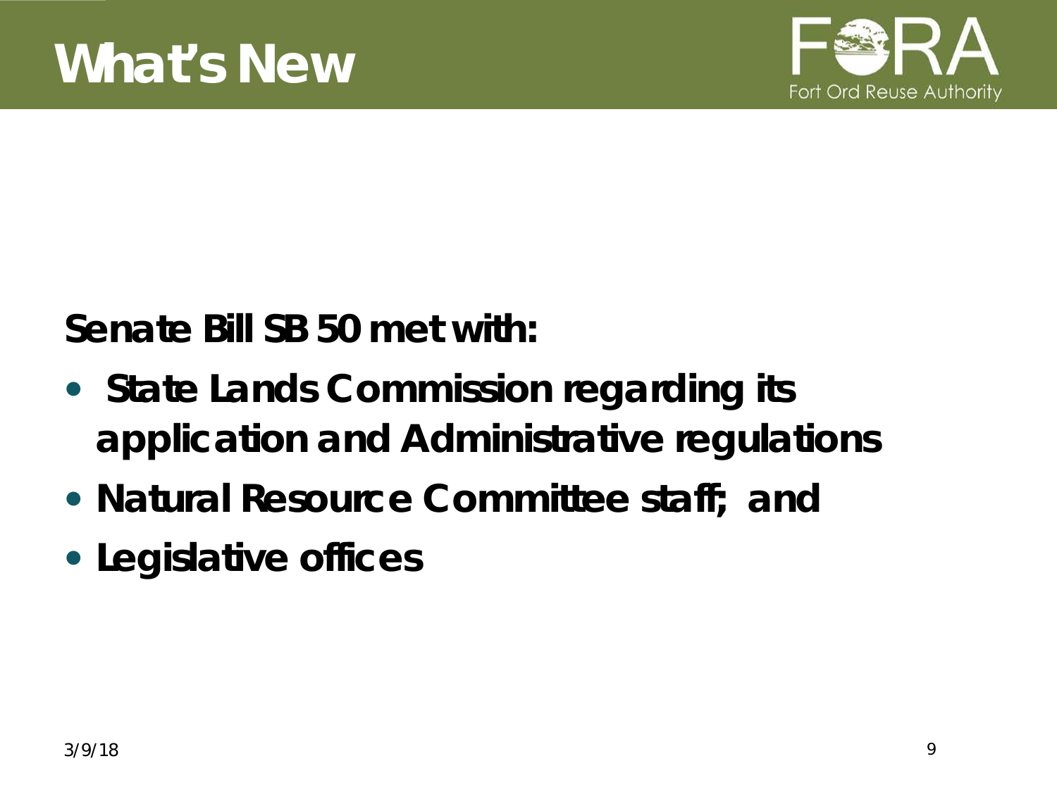# What's New

**Senate Bill SB 50 met with:**

- **State Lands Commission regarding its application and Administrative regulations**
- **Natural Resource Committee staff; and**
- **Legislative offices**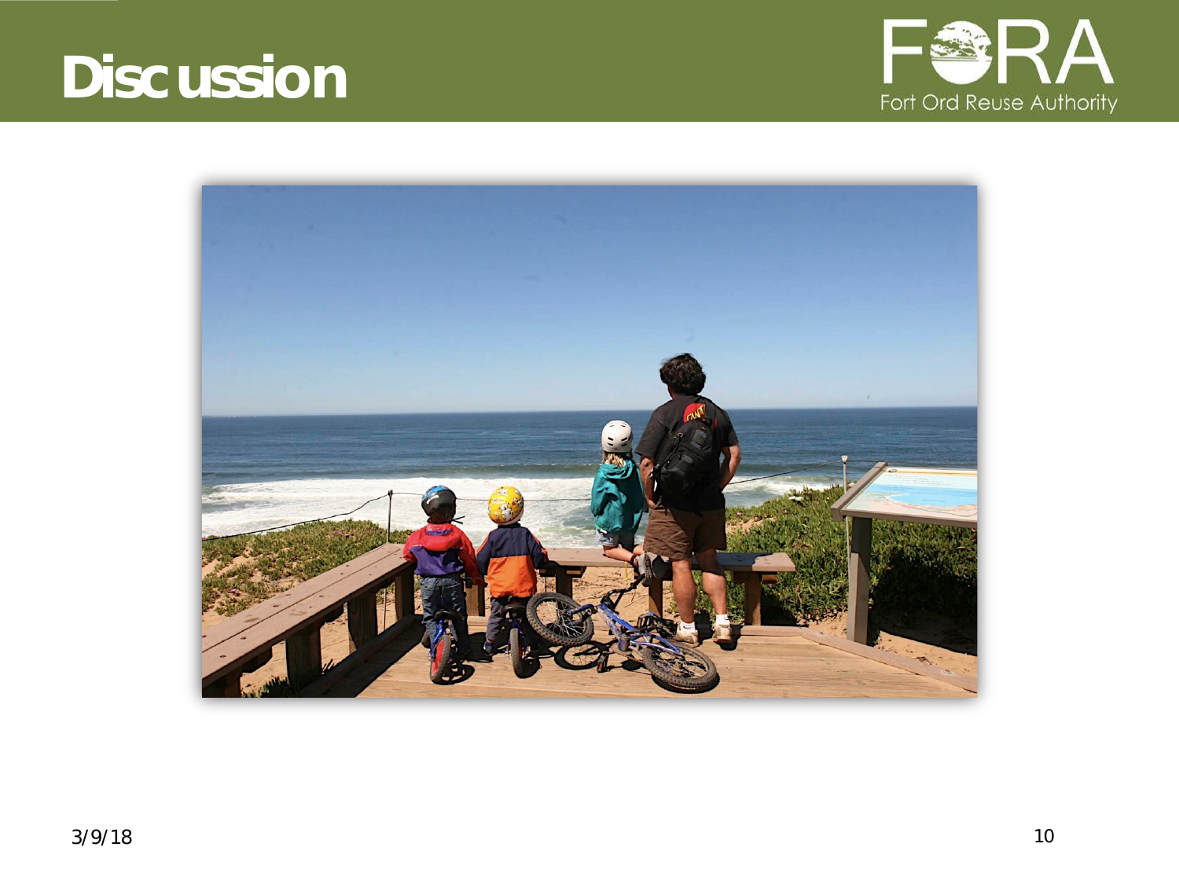# Discussion